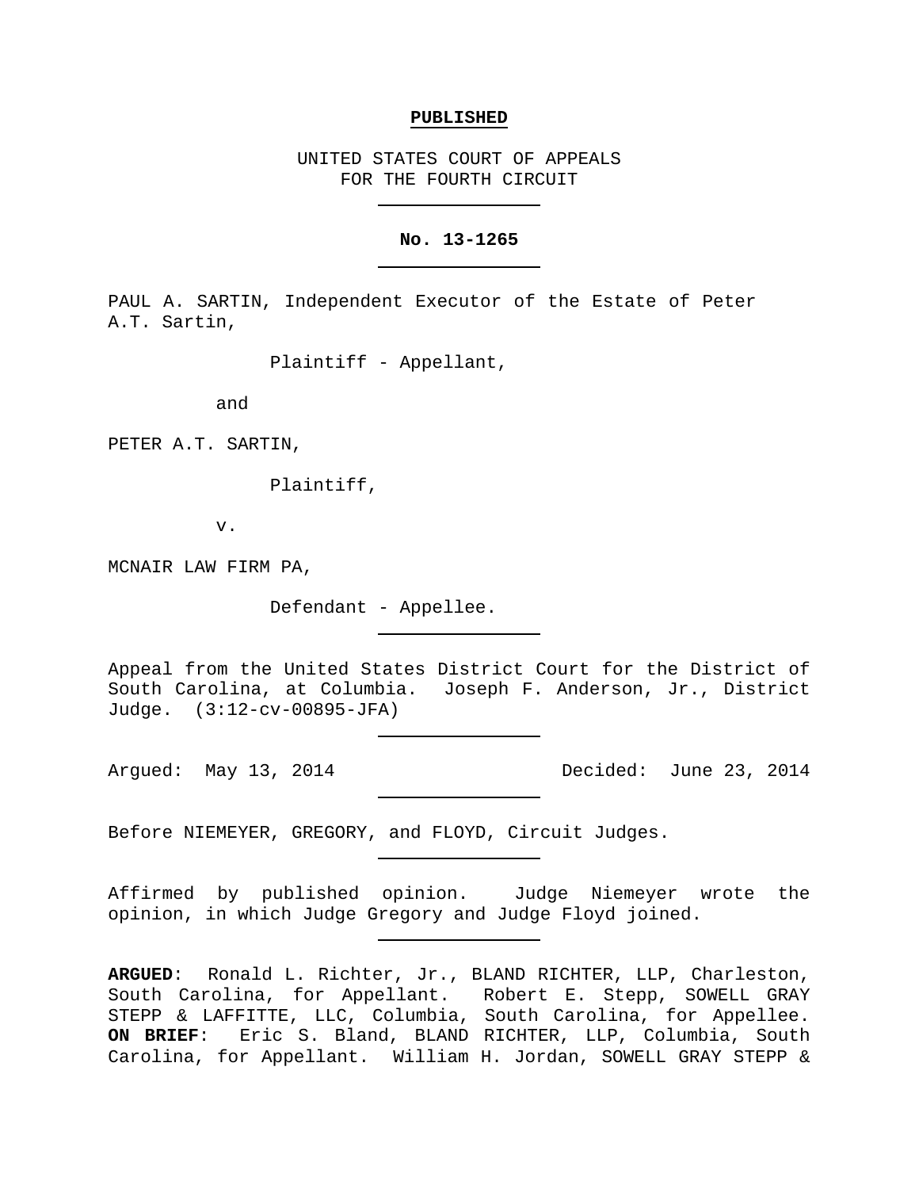**PUBLISHED**

UNITED STATES COURT OF APPEALS
FOR THE FOURTH CIRCUIT

---

**No. 13-1265**

---

PAUL A. SARTIN, Independent Executor of the Estate of Peter A.T. Sartin,

Plaintiff - Appellant,

and

PETER A.T. SARTIN,

Plaintiff,

v.

MCNAIR LAW FIRM PA,

Defendant - Appellee.

---

Appeal from the United States District Court for the District of South Carolina, at Columbia. Joseph F. Anderson, Jr., District Judge. (3:12-cv-00895-JFA)

---

Argued: May 13, 2014 Decided: June 23, 2014

---

Before NIEMEYER, GREGORY, and FLOYD, Circuit Judges.

---

Affirmed by published opinion. Judge Niemeyer wrote the opinion, in which Judge Gregory and Judge Floyd joined.

---

**ARGUED**: Ronald L. Richter, Jr., BLAND RICHTER, LLP, Charleston, South Carolina, for Appellant. Robert E. Stepp, SOWELL GRAY STEPP & LAFFITTE, LLC, Columbia, South Carolina, for Appellee. **ON BRIEF**: Eric S. Bland, BLAND RICHTER, LLP, Columbia, South Carolina, for Appellant. William H. Jordan, SOWELL GRAY STEPP &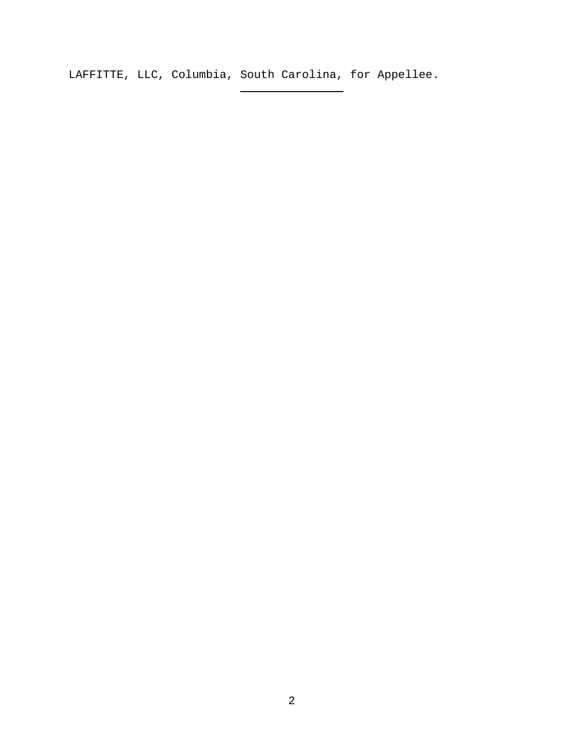LAFFITTE, LLC, Columbia, South Carolina, for Appellee.

---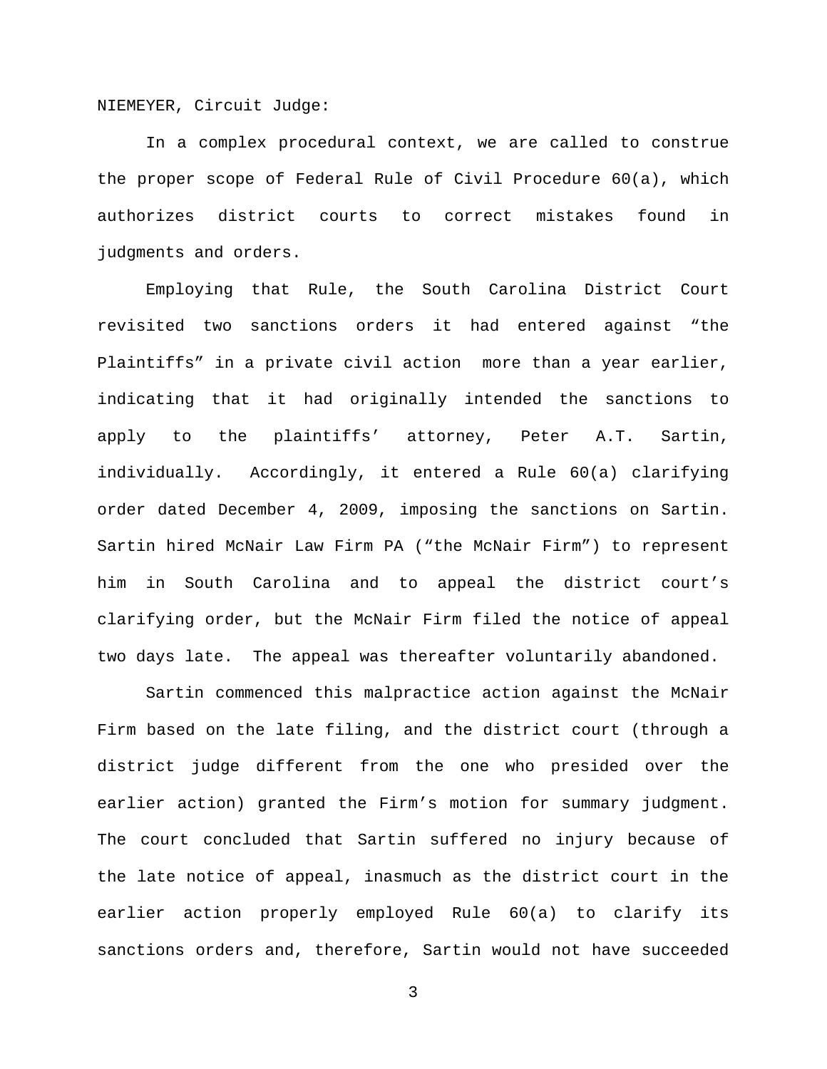NIEMEYER, Circuit Judge:

In a complex procedural context, we are called to construe the proper scope of Federal Rule of Civil Procedure 60(a), which authorizes district courts to correct mistakes found in judgments and orders.

Employing that Rule, the South Carolina District Court revisited two sanctions orders it had entered against "the Plaintiffs" in a private civil action more than a year earlier, indicating that it had originally intended the sanctions to apply to the plaintiffs' attorney, Peter A.T. Sartin, individually. Accordingly, it entered a Rule 60(a) clarifying order dated December 4, 2009, imposing the sanctions on Sartin. Sartin hired McNair Law Firm PA ("the McNair Firm") to represent him in South Carolina and to appeal the district court's clarifying order, but the McNair Firm filed the notice of appeal two days late. The appeal was thereafter voluntarily abandoned.

Sartin commenced this malpractice action against the McNair Firm based on the late filing, and the district court (through a district judge different from the one who presided over the earlier action) granted the Firm's motion for summary judgment. The court concluded that Sartin suffered no injury because of the late notice of appeal, inasmuch as the district court in the earlier action properly employed Rule 60(a) to clarify its sanctions orders and, therefore, Sartin would not have succeeded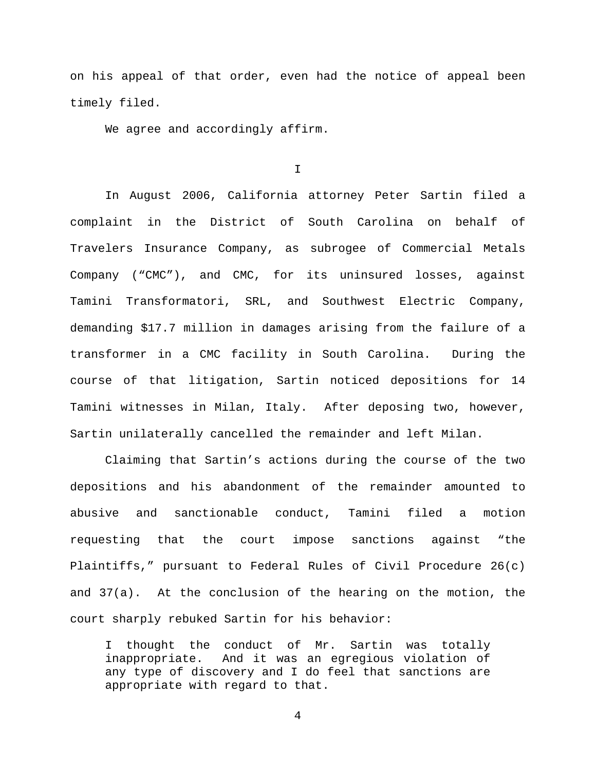on his appeal of that order, even had the notice of appeal been timely filed.

We agree and accordingly affirm.

I

In August 2006, California attorney Peter Sartin filed a complaint in the District of South Carolina on behalf of Travelers Insurance Company, as subrogee of Commercial Metals Company ("CMC"), and CMC, for its uninsured losses, against Tamini Transformatori, SRL, and Southwest Electric Company, demanding $17.7 million in damages arising from the failure of a transformer in a CMC facility in South Carolina. During the course of that litigation, Sartin noticed depositions for 14 Tamini witnesses in Milan, Italy. After deposing two, however, Sartin unilaterally cancelled the remainder and left Milan.

Claiming that Sartin's actions during the course of the two depositions and his abandonment of the remainder amounted to abusive and sanctionable conduct, Tamini filed a motion requesting that the court impose sanctions against "the Plaintiffs," pursuant to Federal Rules of Civil Procedure 26(c) and 37(a). At the conclusion of the hearing on the motion, the court sharply rebuked Sartin for his behavior:

> I thought the conduct of Mr. Sartin was totally inappropriate. And it was an egregious violation of any type of discovery and I do feel that sanctions are appropriate with regard to that.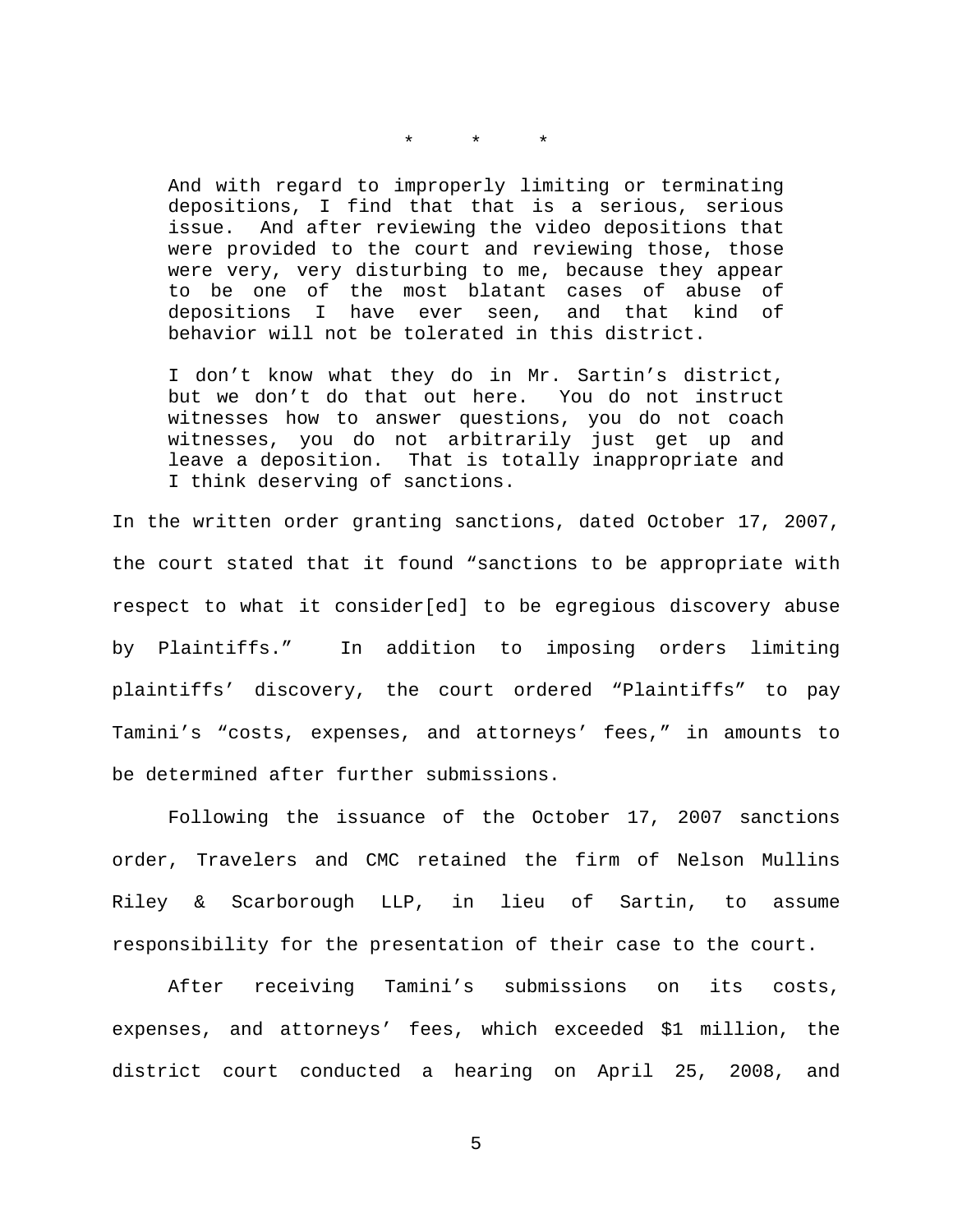\* \* \*

> And with regard to improperly limiting or terminating depositions, I find that that is a serious, serious issue. And after reviewing the video depositions that were provided to the court and reviewing those, those were very, very disturbing to me, because they appear to be one of the most blatant cases of abuse of depositions I have ever seen, and that kind of behavior will not be tolerated in this district.
>
> I don't know what they do in Mr. Sartin's district, but we don't do that out here. You do not instruct witnesses how to answer questions, you do not coach witnesses, you do not arbitrarily just get up and leave a deposition. That is totally inappropriate and I think deserving of sanctions.

In the written order granting sanctions, dated October 17, 2007, the court stated that it found "sanctions to be appropriate with respect to what it consider[ed] to be egregious discovery abuse by Plaintiffs." In addition to imposing orders limiting plaintiffs' discovery, the court ordered "Plaintiffs" to pay Tamini's "costs, expenses, and attorneys' fees," in amounts to be determined after further submissions.

Following the issuance of the October 17, 2007 sanctions order, Travelers and CMC retained the firm of Nelson Mullins Riley & Scarborough LLP, in lieu of Sartin, to assume responsibility for the presentation of their case to the court.

After receiving Tamini's submissions on its costs, expenses, and attorneys' fees, which exceeded $1 million, the district court conducted a hearing on April 25, 2008, and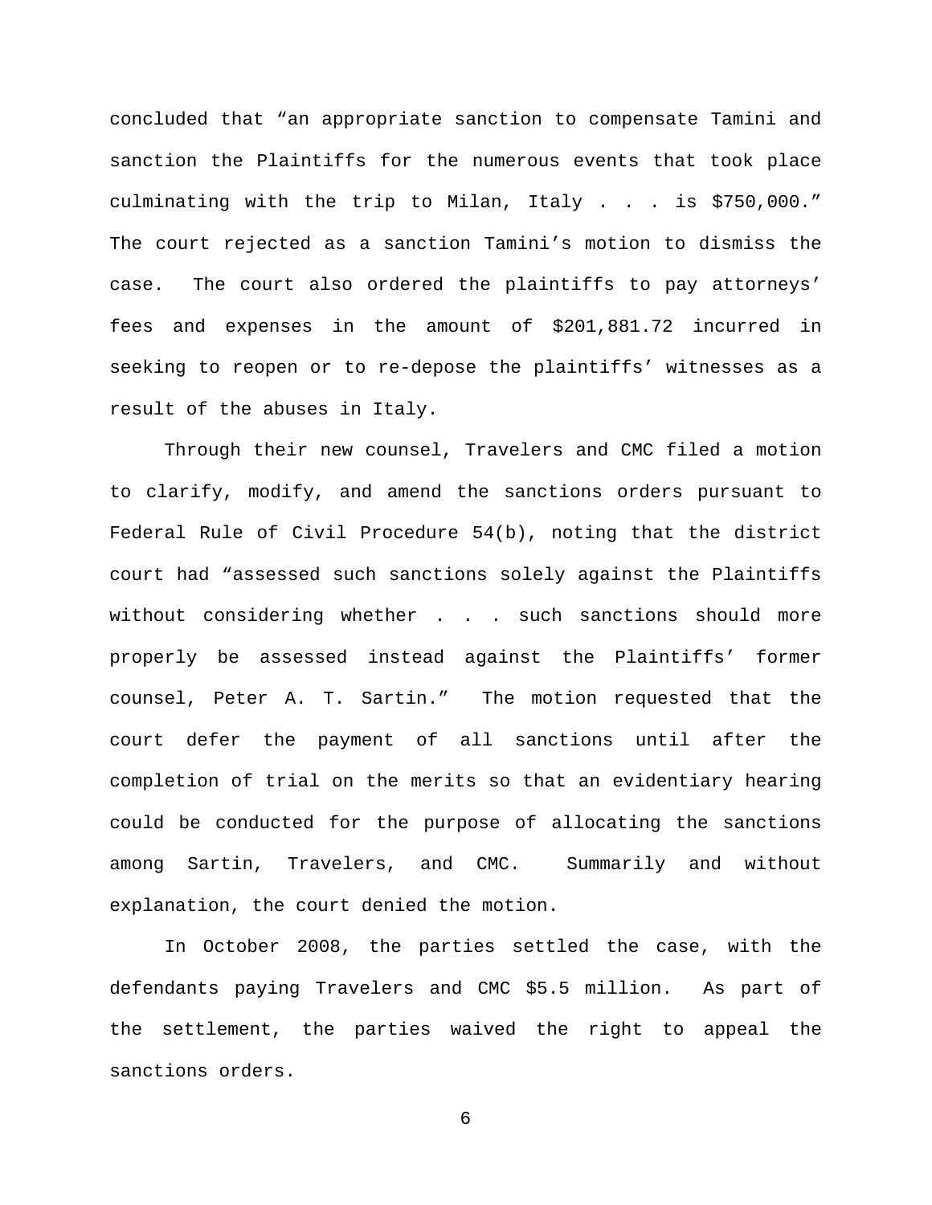concluded that "an appropriate sanction to compensate Tamini and sanction the Plaintiffs for the numerous events that took place culminating with the trip to Milan, Italy . . . is $750,000." The court rejected as a sanction Tamini's motion to dismiss the case. The court also ordered the plaintiffs to pay attorneys' fees and expenses in the amount of $201,881.72 incurred in seeking to reopen or to re-depose the plaintiffs' witnesses as a result of the abuses in Italy.

Through their new counsel, Travelers and CMC filed a motion to clarify, modify, and amend the sanctions orders pursuant to Federal Rule of Civil Procedure 54(b), noting that the district court had "assessed such sanctions solely against the Plaintiffs without considering whether . . . such sanctions should more properly be assessed instead against the Plaintiffs' former counsel, Peter A. T. Sartin." The motion requested that the court defer the payment of all sanctions until after the completion of trial on the merits so that an evidentiary hearing could be conducted for the purpose of allocating the sanctions among Sartin, Travelers, and CMC. Summarily and without explanation, the court denied the motion.

In October 2008, the parties settled the case, with the defendants paying Travelers and CMC $5.5 million. As part of the settlement, the parties waived the right to appeal the sanctions orders.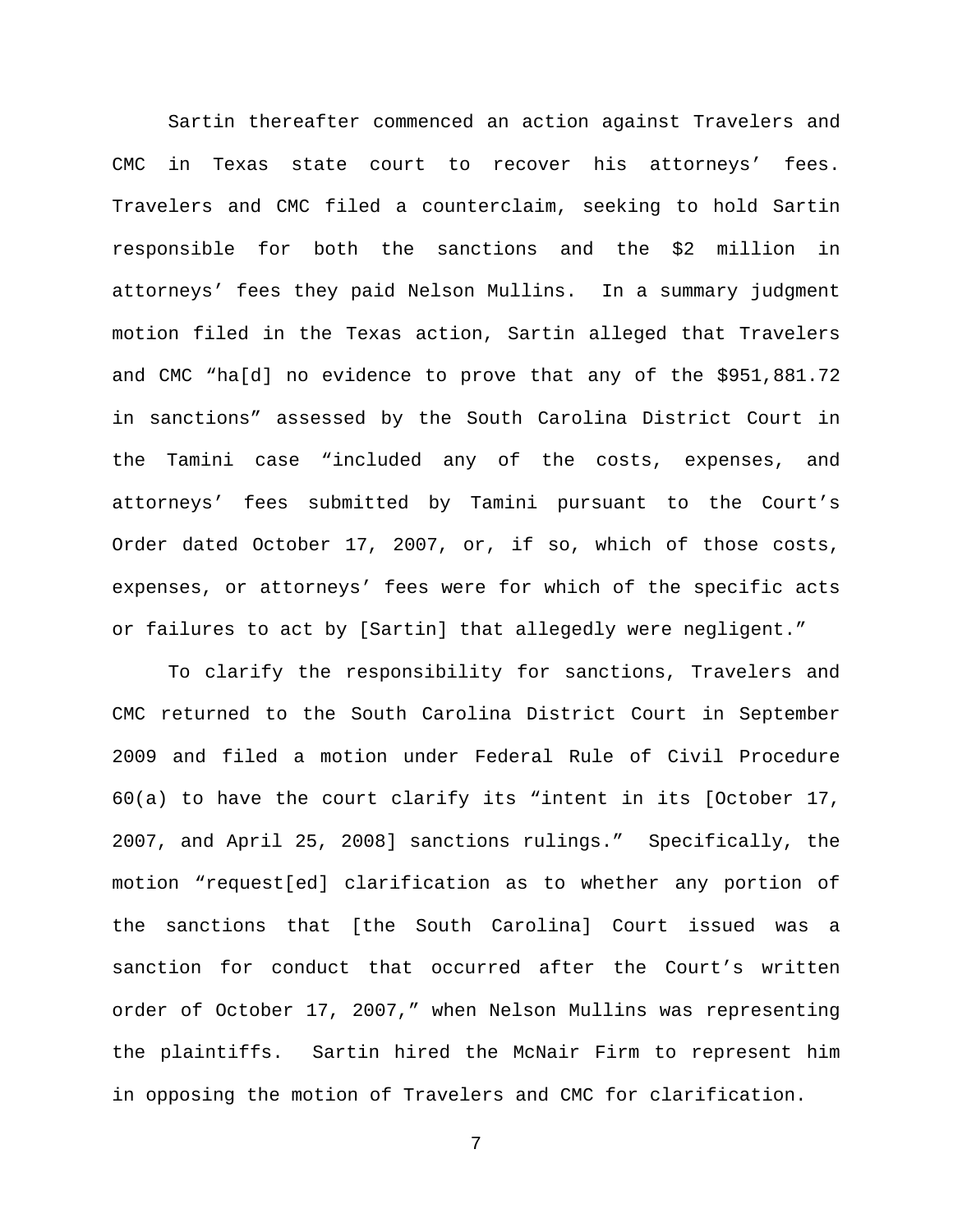Sartin thereafter commenced an action against Travelers and CMC in Texas state court to recover his attorneys' fees. Travelers and CMC filed a counterclaim, seeking to hold Sartin responsible for both the sanctions and the $2 million in attorneys' fees they paid Nelson Mullins. In a summary judgment motion filed in the Texas action, Sartin alleged that Travelers and CMC "ha[d] no evidence to prove that any of the $951,881.72 in sanctions" assessed by the South Carolina District Court in the Tamini case "included any of the costs, expenses, and attorneys' fees submitted by Tamini pursuant to the Court's Order dated October 17, 2007, or, if so, which of those costs, expenses, or attorneys' fees were for which of the specific acts or failures to act by [Sartin] that allegedly were negligent."

To clarify the responsibility for sanctions, Travelers and CMC returned to the South Carolina District Court in September 2009 and filed a motion under Federal Rule of Civil Procedure 60(a) to have the court clarify its "intent in its [October 17, 2007, and April 25, 2008] sanctions rulings." Specifically, the motion "request[ed] clarification as to whether any portion of the sanctions that [the South Carolina] Court issued was a sanction for conduct that occurred after the Court's written order of October 17, 2007," when Nelson Mullins was representing the plaintiffs. Sartin hired the McNair Firm to represent him in opposing the motion of Travelers and CMC for clarification.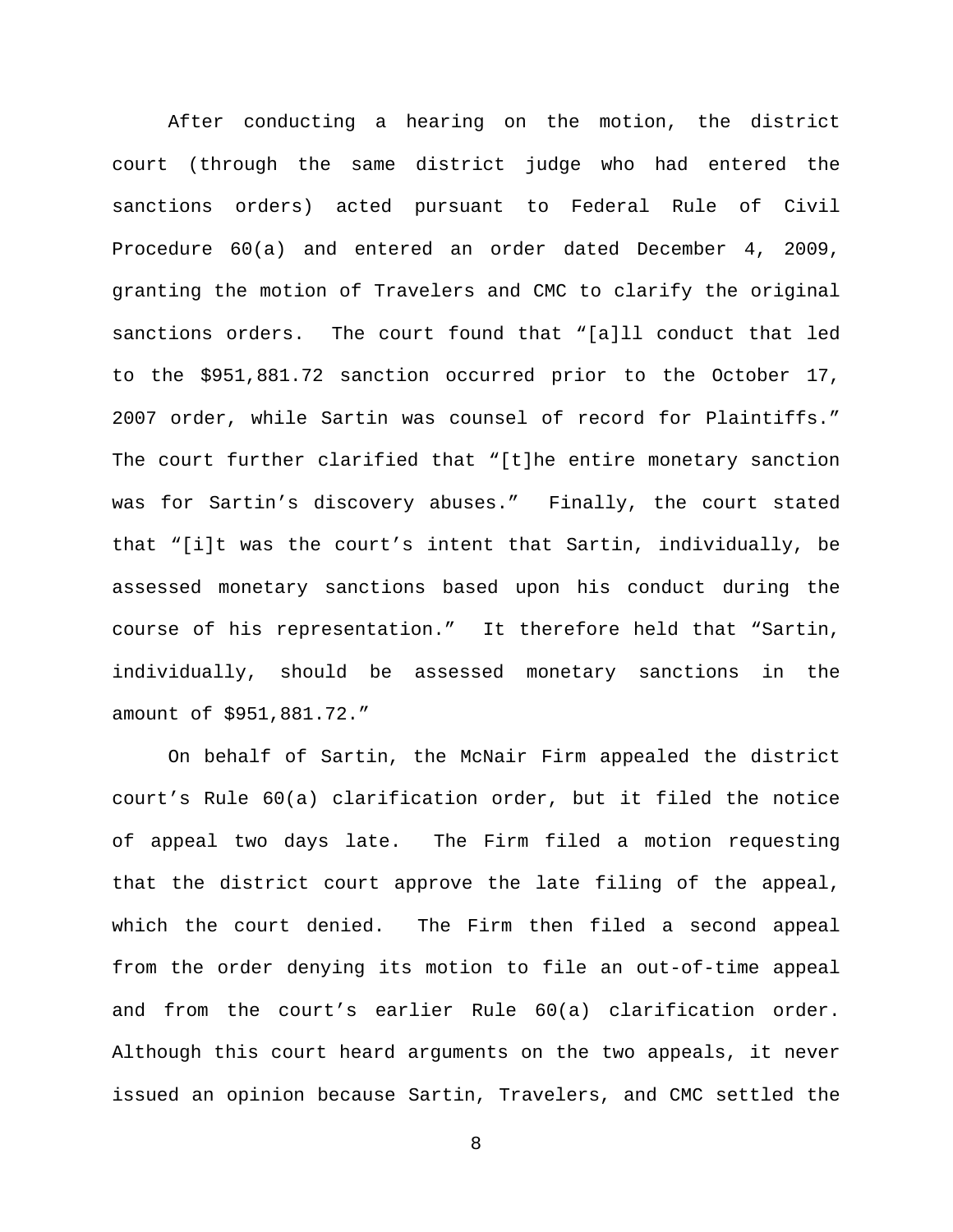After conducting a hearing on the motion, the district court (through the same district judge who had entered the sanctions orders) acted pursuant to Federal Rule of Civil Procedure 60(a) and entered an order dated December 4, 2009, granting the motion of Travelers and CMC to clarify the original sanctions orders. The court found that "[a]ll conduct that led to the $951,881.72 sanction occurred prior to the October 17, 2007 order, while Sartin was counsel of record for Plaintiffs." The court further clarified that "[t]he entire monetary sanction was for Sartin's discovery abuses." Finally, the court stated that "[i]t was the court's intent that Sartin, individually, be assessed monetary sanctions based upon his conduct during the course of his representation." It therefore held that "Sartin, individually, should be assessed monetary sanctions in the amount of $951,881.72."

On behalf of Sartin, the McNair Firm appealed the district court's Rule 60(a) clarification order, but it filed the notice of appeal two days late. The Firm filed a motion requesting that the district court approve the late filing of the appeal, which the court denied. The Firm then filed a second appeal from the order denying its motion to file an out-of-time appeal and from the court's earlier Rule 60(a) clarification order. Although this court heard arguments on the two appeals, it never issued an opinion because Sartin, Travelers, and CMC settled the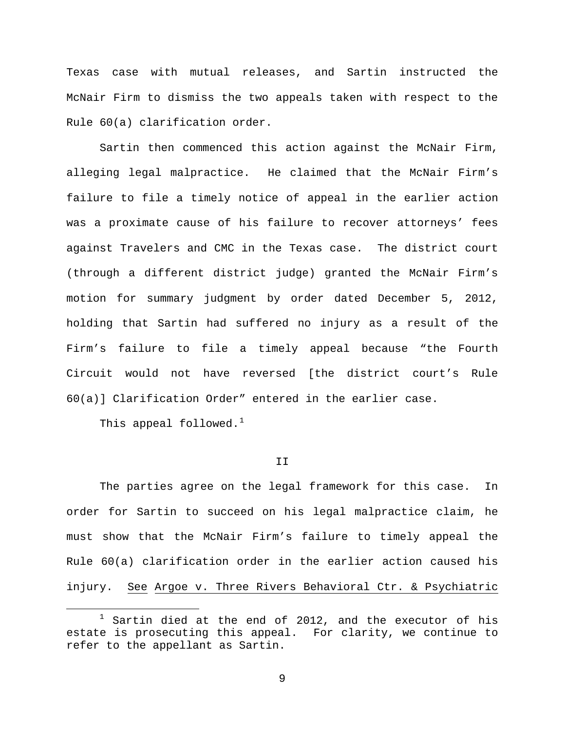Texas case with mutual releases, and Sartin instructed the McNair Firm to dismiss the two appeals taken with respect to the Rule 60(a) clarification order.

Sartin then commenced this action against the McNair Firm, alleging legal malpractice. He claimed that the McNair Firm's failure to file a timely notice of appeal in the earlier action was a proximate cause of his failure to recover attorneys' fees against Travelers and CMC in the Texas case. The district court (through a different district judge) granted the McNair Firm's motion for summary judgment by order dated December 5, 2012, holding that Sartin had suffered no injury as a result of the Firm's failure to file a timely appeal because "the Fourth Circuit would not have reversed [the district court's Rule 60(a)] Clarification Order" entered in the earlier case.

This appeal followed.[1]

## II

The parties agree on the legal framework for this case. In order for Sartin to succeed on his legal malpractice claim, he must show that the McNair Firm's failure to timely appeal the Rule 60(a) clarification order in the earlier action caused his injury. See Argoe v. Three Rivers Behavioral Ctr. & Psychiatric

---

[1] Sartin died at the end of 2012, and the executor of his estate is prosecuting this appeal. For clarity, we continue to refer to the appellant as Sartin.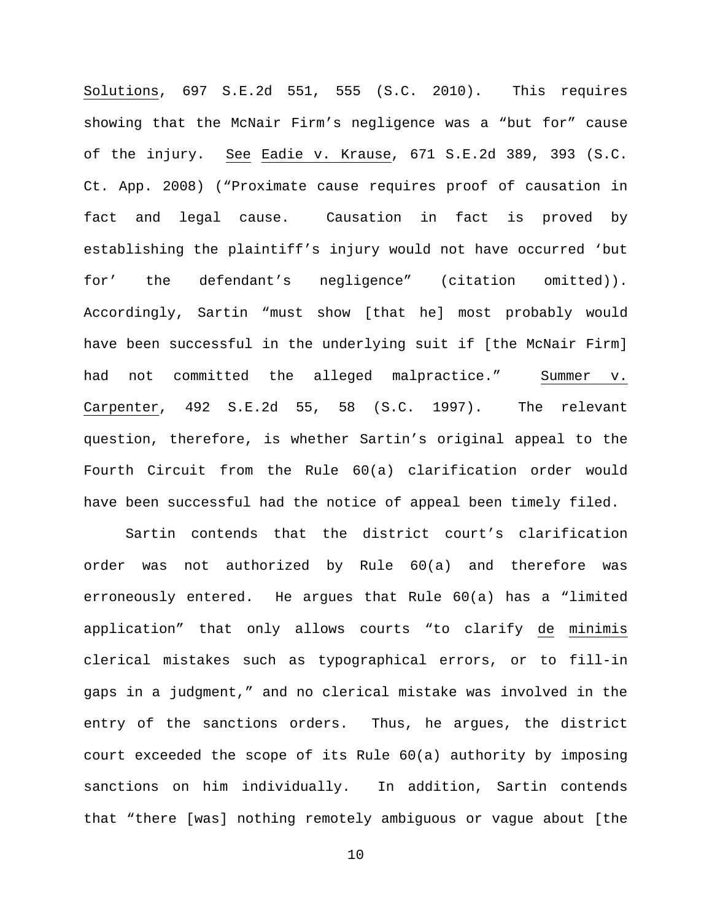Solutions, 697 S.E.2d 551, 555 (S.C. 2010). This requires showing that the McNair Firm's negligence was a "but for" cause of the injury. See Eadie v. Krause, 671 S.E.2d 389, 393 (S.C. Ct. App. 2008) ("Proximate cause requires proof of causation in fact and legal cause. Causation in fact is proved by establishing the plaintiff's injury would not have occurred 'but for' the defendant's negligence" (citation omitted)). Accordingly, Sartin "must show [that he] most probably would have been successful in the underlying suit if [the McNair Firm] had not committed the alleged malpractice." Summer v. Carpenter, 492 S.E.2d 55, 58 (S.C. 1997). The relevant question, therefore, is whether Sartin's original appeal to the Fourth Circuit from the Rule 60(a) clarification order would have been successful had the notice of appeal been timely filed.

Sartin contends that the district court's clarification order was not authorized by Rule 60(a) and therefore was erroneously entered. He argues that Rule 60(a) has a "limited application" that only allows courts "to clarify de minimis clerical mistakes such as typographical errors, or to fill-in gaps in a judgment," and no clerical mistake was involved in the entry of the sanctions orders. Thus, he argues, the district court exceeded the scope of its Rule 60(a) authority by imposing sanctions on him individually. In addition, Sartin contends that "there [was] nothing remotely ambiguous or vague about [the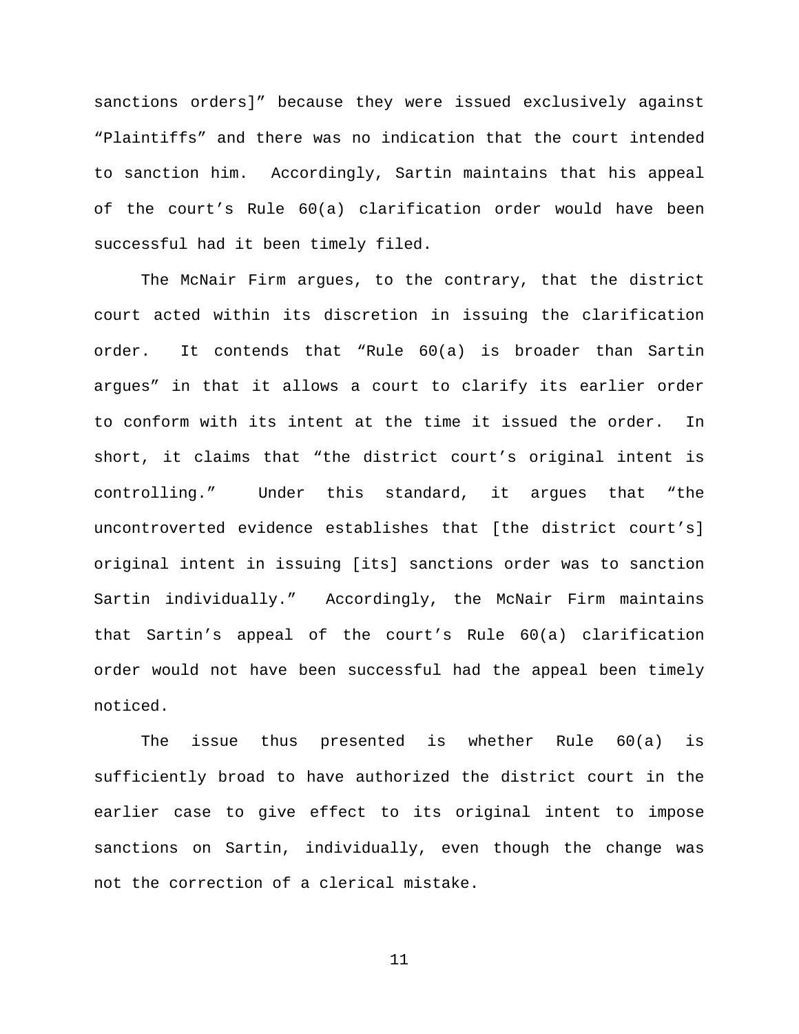sanctions orders]" because they were issued exclusively against "Plaintiffs" and there was no indication that the court intended to sanction him. Accordingly, Sartin maintains that his appeal of the court's Rule 60(a) clarification order would have been successful had it been timely filed.

The McNair Firm argues, to the contrary, that the district court acted within its discretion in issuing the clarification order. It contends that "Rule 60(a) is broader than Sartin argues" in that it allows a court to clarify its earlier order to conform with its intent at the time it issued the order. In short, it claims that "the district court's original intent is controlling." Under this standard, it argues that "the uncontroverted evidence establishes that [the district court's] original intent in issuing [its] sanctions order was to sanction Sartin individually." Accordingly, the McNair Firm maintains that Sartin's appeal of the court's Rule 60(a) clarification order would not have been successful had the appeal been timely noticed.

The issue thus presented is whether Rule 60(a) is sufficiently broad to have authorized the district court in the earlier case to give effect to its original intent to impose sanctions on Sartin, individually, even though the change was not the correction of a clerical mistake.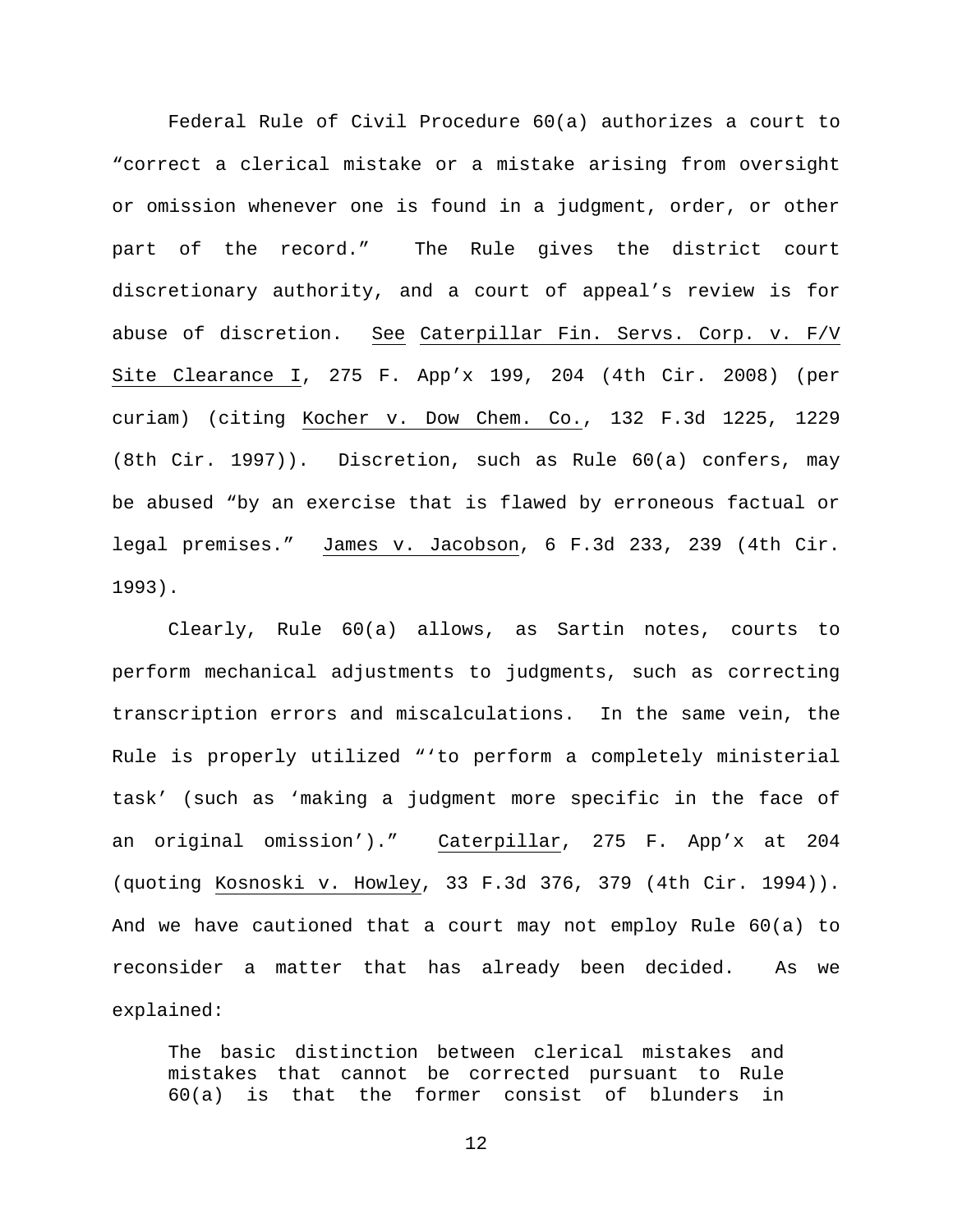Federal Rule of Civil Procedure 60(a) authorizes a court to "correct a clerical mistake or a mistake arising from oversight or omission whenever one is found in a judgment, order, or other part of the record." The Rule gives the district court discretionary authority, and a court of appeal's review is for abuse of discretion. See Caterpillar Fin. Servs. Corp. v. F/V Site Clearance I, 275 F. App'x 199, 204 (4th Cir. 2008) (per curiam) (citing Kocher v. Dow Chem. Co., 132 F.3d 1225, 1229 (8th Cir. 1997)). Discretion, such as Rule 60(a) confers, may be abused "by an exercise that is flawed by erroneous factual or legal premises." James v. Jacobson, 6 F.3d 233, 239 (4th Cir. 1993).

Clearly, Rule 60(a) allows, as Sartin notes, courts to perform mechanical adjustments to judgments, such as correcting transcription errors and miscalculations. In the same vein, the Rule is properly utilized "'to perform a completely ministerial task' (such as 'making a judgment more specific in the face of an original omission')." Caterpillar, 275 F. App'x at 204 (quoting Kosnoski v. Howley, 33 F.3d 376, 379 (4th Cir. 1994)). And we have cautioned that a court may not employ Rule 60(a) to reconsider a matter that has already been decided. As we explained:

> The basic distinction between clerical mistakes and mistakes that cannot be corrected pursuant to Rule 60(a) is that the former consist of blunders in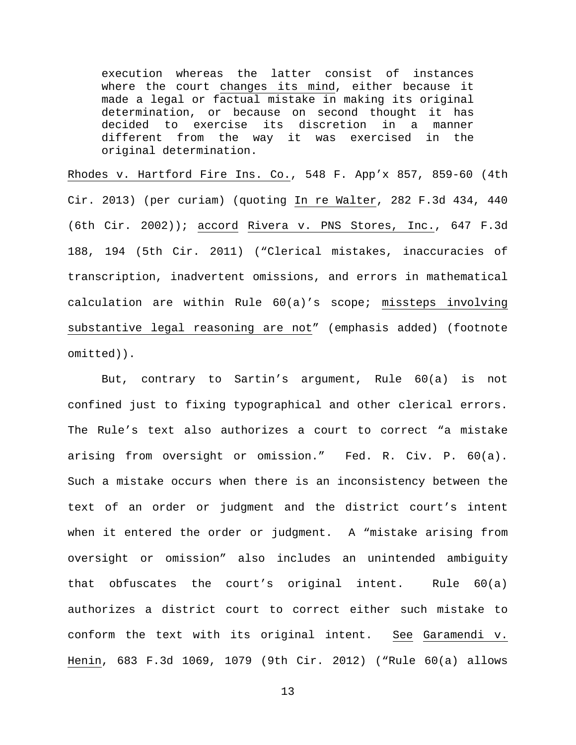> execution whereas the latter consist of instances where the court changes its mind, either because it made a legal or factual mistake in making its original determination, or because on second thought it has decided to exercise its discretion in a manner different from the way it was exercised in the original determination.

Rhodes v. Hartford Fire Ins. Co., 548 F. App'x 857, 859-60 (4th Cir. 2013) (per curiam) (quoting In re Walter, 282 F.3d 434, 440 (6th Cir. 2002)); accord Rivera v. PNS Stores, Inc., 647 F.3d 188, 194 (5th Cir. 2011) ("Clerical mistakes, inaccuracies of transcription, inadvertent omissions, and errors in mathematical calculation are within Rule 60(a)'s scope; missteps involving substantive legal reasoning are not" (emphasis added) (footnote omitted)).

But, contrary to Sartin's argument, Rule 60(a) is not confined just to fixing typographical and other clerical errors. The Rule's text also authorizes a court to correct "a mistake arising from oversight or omission." Fed. R. Civ. P. 60(a). Such a mistake occurs when there is an inconsistency between the text of an order or judgment and the district court's intent when it entered the order or judgment. A "mistake arising from oversight or omission" also includes an unintended ambiguity that obfuscates the court's original intent. Rule 60(a) authorizes a district court to correct either such mistake to conform the text with its original intent. See Garamendi v. Henin, 683 F.3d 1069, 1079 (9th Cir. 2012) ("Rule 60(a) allows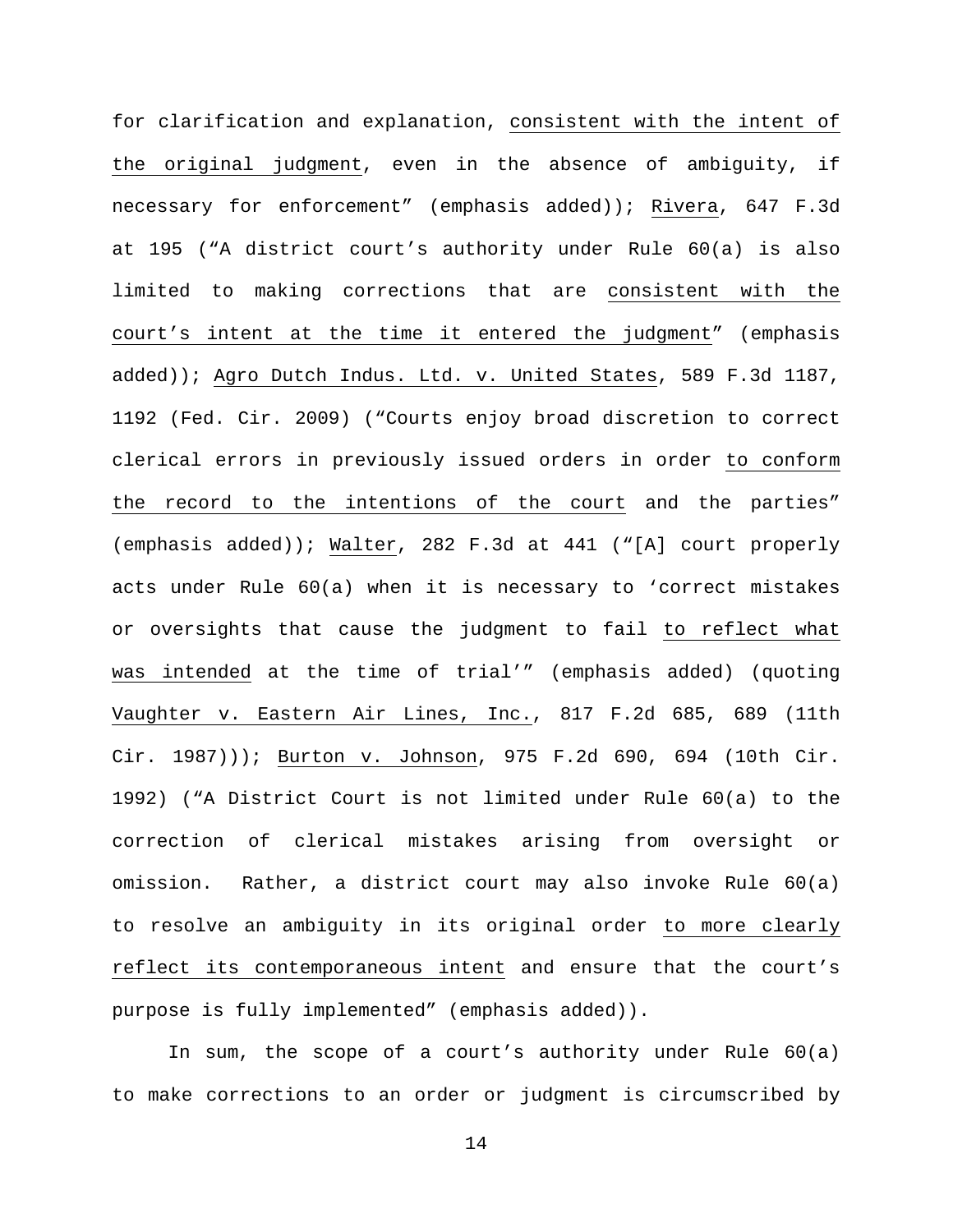for clarification and explanation, consistent with the intent of the original judgment, even in the absence of ambiguity, if necessary for enforcement" (emphasis added)); Rivera, 647 F.3d at 195 ("A district court's authority under Rule 60(a) is also limited to making corrections that are consistent with the court's intent at the time it entered the judgment" (emphasis added)); Agro Dutch Indus. Ltd. v. United States, 589 F.3d 1187, 1192 (Fed. Cir. 2009) ("Courts enjoy broad discretion to correct clerical errors in previously issued orders in order to conform the record to the intentions of the court and the parties" (emphasis added)); Walter, 282 F.3d at 441 ("[A] court properly acts under Rule 60(a) when it is necessary to 'correct mistakes or oversights that cause the judgment to fail to reflect what was intended at the time of trial'" (emphasis added) (quoting Vaughter v. Eastern Air Lines, Inc., 817 F.2d 685, 689 (11th Cir. 1987))); Burton v. Johnson, 975 F.2d 690, 694 (10th Cir. 1992) ("A District Court is not limited under Rule 60(a) to the correction of clerical mistakes arising from oversight or omission. Rather, a district court may also invoke Rule 60(a) to resolve an ambiguity in its original order to more clearly reflect its contemporaneous intent and ensure that the court's purpose is fully implemented" (emphasis added)).

In sum, the scope of a court's authority under Rule 60(a) to make corrections to an order or judgment is circumscribed by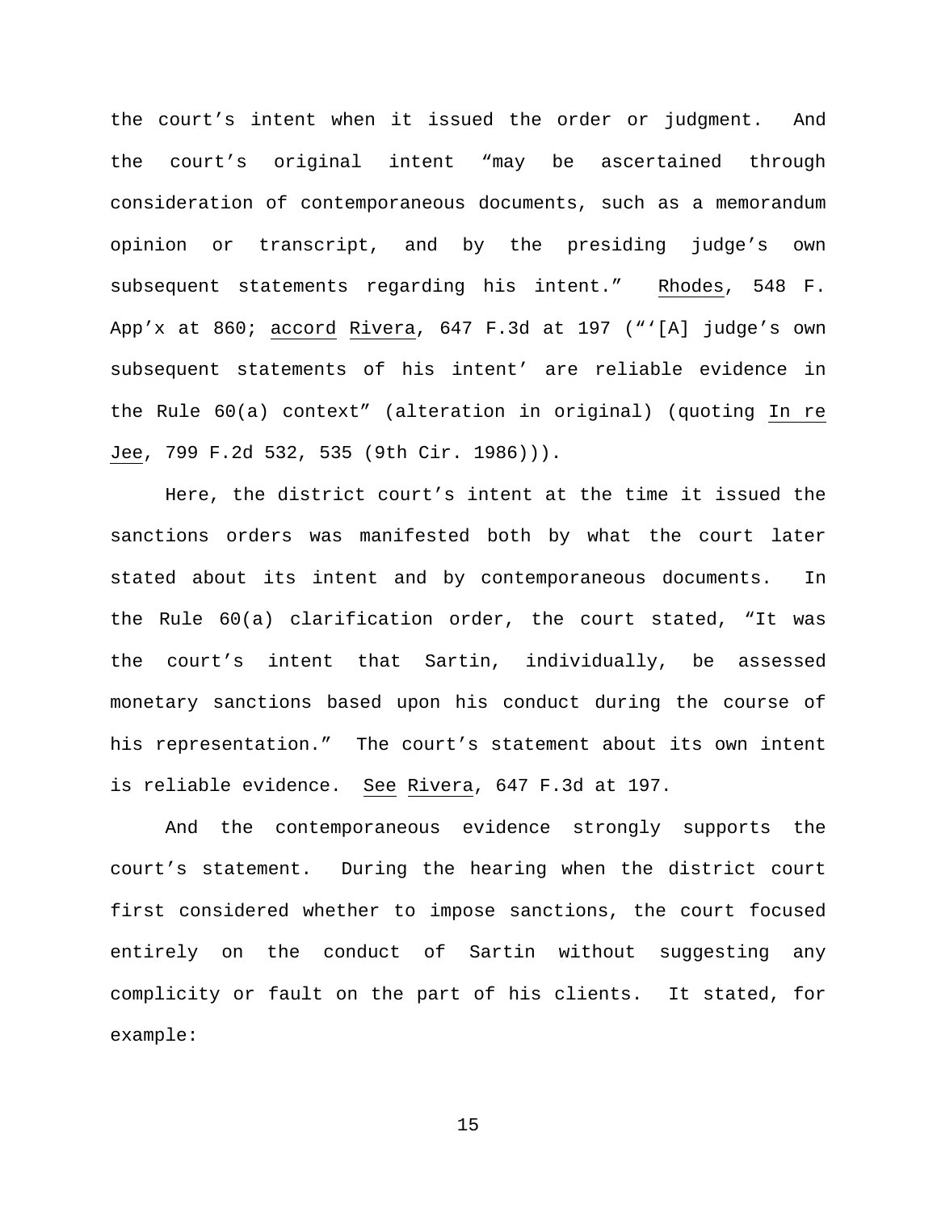the court's intent when it issued the order or judgment. And the court's original intent "may be ascertained through consideration of contemporaneous documents, such as a memorandum opinion or transcript, and by the presiding judge's own subsequent statements regarding his intent." Rhodes, 548 F. App'x at 860; accord Rivera, 647 F.3d at 197 ("'[A] judge's own subsequent statements of his intent' are reliable evidence in the Rule 60(a) context" (alteration in original) (quoting In re Jee, 799 F.2d 532, 535 (9th Cir. 1986))).

Here, the district court's intent at the time it issued the sanctions orders was manifested both by what the court later stated about its intent and by contemporaneous documents. In the Rule 60(a) clarification order, the court stated, "It was the court's intent that Sartin, individually, be assessed monetary sanctions based upon his conduct during the course of his representation." The court's statement about its own intent is reliable evidence. See Rivera, 647 F.3d at 197.

And the contemporaneous evidence strongly supports the court's statement. During the hearing when the district court first considered whether to impose sanctions, the court focused entirely on the conduct of Sartin without suggesting any complicity or fault on the part of his clients. It stated, for example: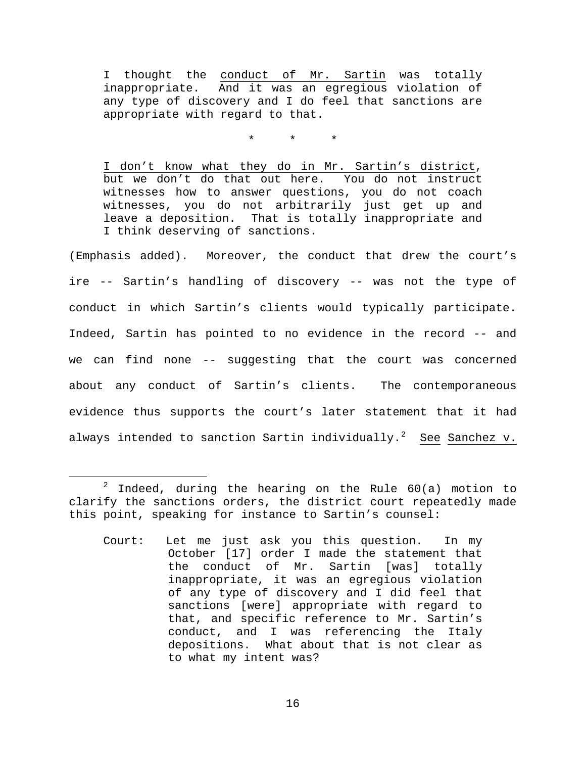> I thought the <u>conduct of Mr. Sartin</u> was totally inappropriate. And it was an egregious violation of any type of discovery and I do feel that sanctions are appropriate with regard to that.
>
> \* \* \*
>
> <u>I don't know what they do in Mr. Sartin's district</u>, but we don't do that out here. You do not instruct witnesses how to answer questions, you do not coach witnesses, you do not arbitrarily just get up and leave a deposition. That is totally inappropriate and I think deserving of sanctions.

(Emphasis added). Moreover, the conduct that drew the court's ire -- Sartin's handling of discovery -- was not the type of conduct in which Sartin's clients would typically participate. Indeed, Sartin has pointed to no evidence in the record -- and we can find none -- suggesting that the court was concerned about any conduct of Sartin's clients. The contemporaneous evidence thus supports the court's later statement that it had always intended to sanction Sartin individually.[2] <u>See</u> <u>Sanchez v.</u>

---

[2] Indeed, during the hearing on the Rule 60(a) motion to clarify the sanctions orders, the district court repeatedly made this point, speaking for instance to Sartin's counsel:

> Court: Let me just ask you this question. In my October [17] order I made the statement that the conduct of Mr. Sartin [was] totally inappropriate, it was an egregious violation of any type of discovery and I did feel that sanctions [were] appropriate with regard to that, and specific reference to Mr. Sartin's conduct, and I was referencing the Italy depositions. What about that is not clear as to what my intent was?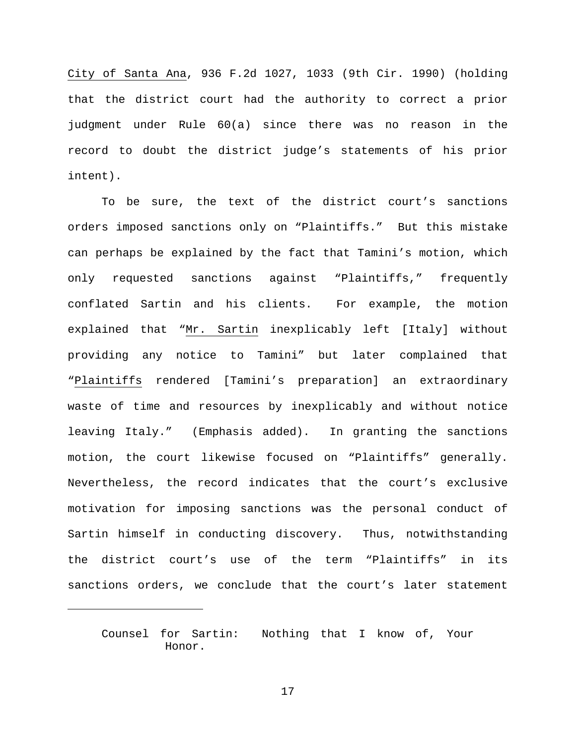City of Santa Ana, 936 F.2d 1027, 1033 (9th Cir. 1990) (holding that the district court had the authority to correct a prior judgment under Rule 60(a) since there was no reason in the record to doubt the district judge's statements of his prior intent).

To be sure, the text of the district court's sanctions orders imposed sanctions only on "Plaintiffs." But this mistake can perhaps be explained by the fact that Tamini's motion, which only requested sanctions against "Plaintiffs," frequently conflated Sartin and his clients. For example, the motion explained that "Mr. Sartin inexplicably left [Italy] without providing any notice to Tamini" but later complained that "Plaintiffs rendered [Tamini's preparation] an extraordinary waste of time and resources by inexplicably and without notice leaving Italy." (Emphasis added). In granting the sanctions motion, the court likewise focused on "Plaintiffs" generally. Nevertheless, the record indicates that the court's exclusive motivation for imposing sanctions was the personal conduct of Sartin himself in conducting discovery. Thus, notwithstanding the district court's use of the term "Plaintiffs" in its sanctions orders, we conclude that the court's later statement

---

Counsel for Sartin: Nothing that I know of, Your Honor.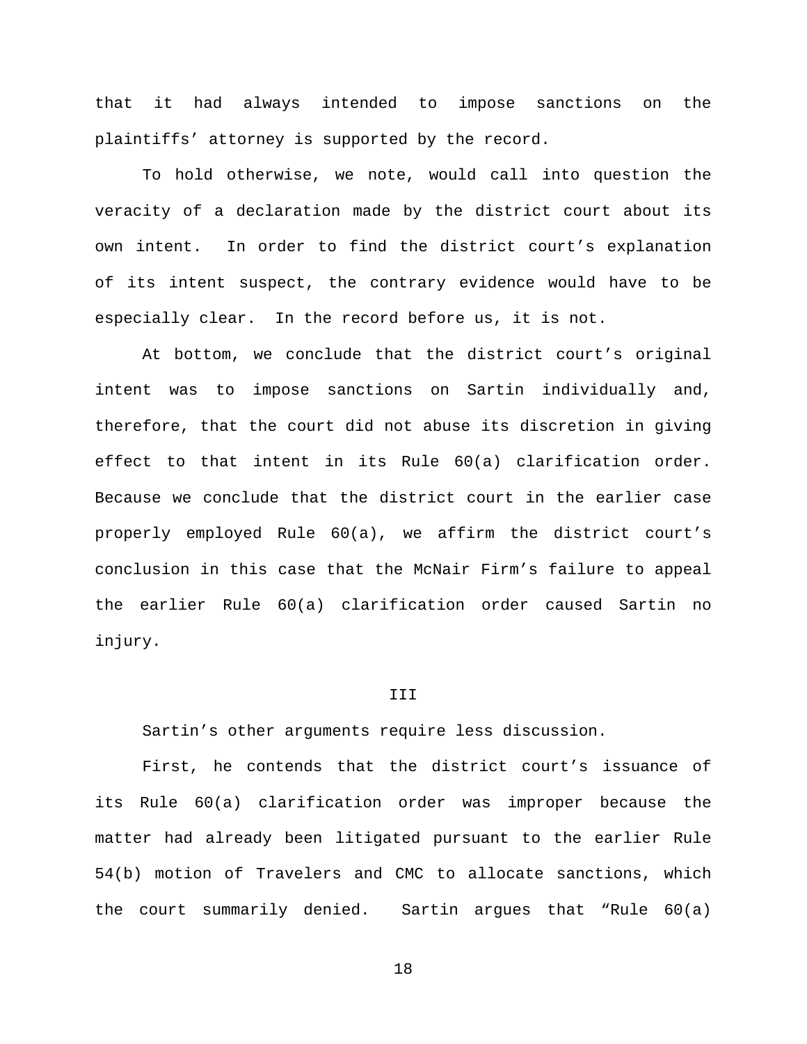that it had always intended to impose sanctions on the plaintiffs' attorney is supported by the record.

To hold otherwise, we note, would call into question the veracity of a declaration made by the district court about its own intent. In order to find the district court's explanation of its intent suspect, the contrary evidence would have to be especially clear. In the record before us, it is not.

At bottom, we conclude that the district court's original intent was to impose sanctions on Sartin individually and, therefore, that the court did not abuse its discretion in giving effect to that intent in its Rule 60(a) clarification order. Because we conclude that the district court in the earlier case properly employed Rule 60(a), we affirm the district court's conclusion in this case that the McNair Firm's failure to appeal the earlier Rule 60(a) clarification order caused Sartin no injury.

## III

Sartin's other arguments require less discussion.

First, he contends that the district court's issuance of its Rule 60(a) clarification order was improper because the matter had already been litigated pursuant to the earlier Rule 54(b) motion of Travelers and CMC to allocate sanctions, which the court summarily denied. Sartin argues that "Rule 60(a)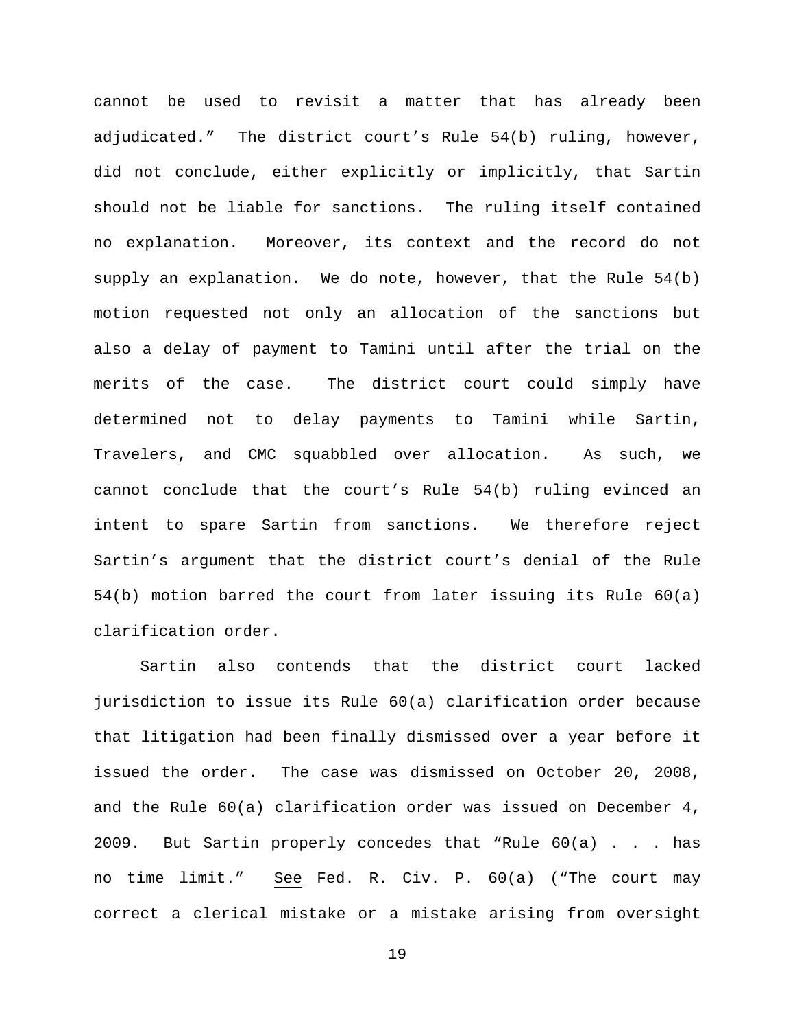cannot be used to revisit a matter that has already been adjudicated." The district court's Rule 54(b) ruling, however, did not conclude, either explicitly or implicitly, that Sartin should not be liable for sanctions. The ruling itself contained no explanation. Moreover, its context and the record do not supply an explanation. We do note, however, that the Rule 54(b) motion requested not only an allocation of the sanctions but also a delay of payment to Tamini until after the trial on the merits of the case. The district court could simply have determined not to delay payments to Tamini while Sartin, Travelers, and CMC squabbled over allocation. As such, we cannot conclude that the court's Rule 54(b) ruling evinced an intent to spare Sartin from sanctions. We therefore reject Sartin's argument that the district court's denial of the Rule 54(b) motion barred the court from later issuing its Rule 60(a) clarification order.

Sartin also contends that the district court lacked jurisdiction to issue its Rule 60(a) clarification order because that litigation had been finally dismissed over a year before it issued the order. The case was dismissed on October 20, 2008, and the Rule 60(a) clarification order was issued on December 4, 2009. But Sartin properly concedes that "Rule 60(a) . . . has no time limit." See Fed. R. Civ. P. 60(a) ("The court may correct a clerical mistake or a mistake arising from oversight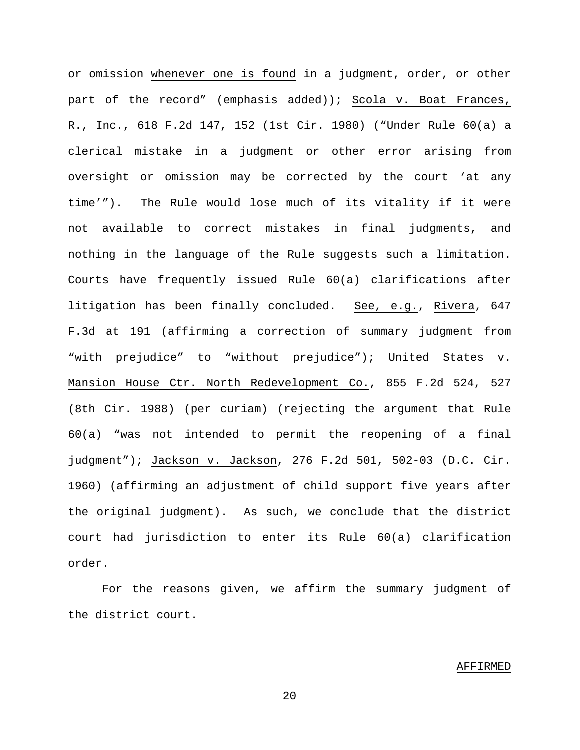or omission _whenever one is found_ in a judgment, order, or other part of the record" (emphasis added)); _Scola v. Boat Frances, R., Inc._, 618 F.2d 147, 152 (1st Cir. 1980) ("Under Rule 60(a) a clerical mistake in a judgment or other error arising from oversight or omission may be corrected by the court 'at any time'"). The Rule would lose much of its vitality if it were not available to correct mistakes in final judgments, and nothing in the language of the Rule suggests such a limitation. Courts have frequently issued Rule 60(a) clarifications after litigation has been finally concluded. _See, e.g._, _Rivera_, 647 F.3d at 191 (affirming a correction of summary judgment from "with prejudice" to "without prejudice"); _United States v. Mansion House Ctr. North Redevelopment Co._, 855 F.2d 524, 527 (8th Cir. 1988) (per curiam) (rejecting the argument that Rule 60(a) "was not intended to permit the reopening of a final judgment"); _Jackson v. Jackson_, 276 F.2d 501, 502-03 (D.C. Cir. 1960) (affirming an adjustment of child support five years after the original judgment). As such, we conclude that the district court had jurisdiction to enter its Rule 60(a) clarification order.

For the reasons given, we affirm the summary judgment of the district court.

_AFFIRMED_